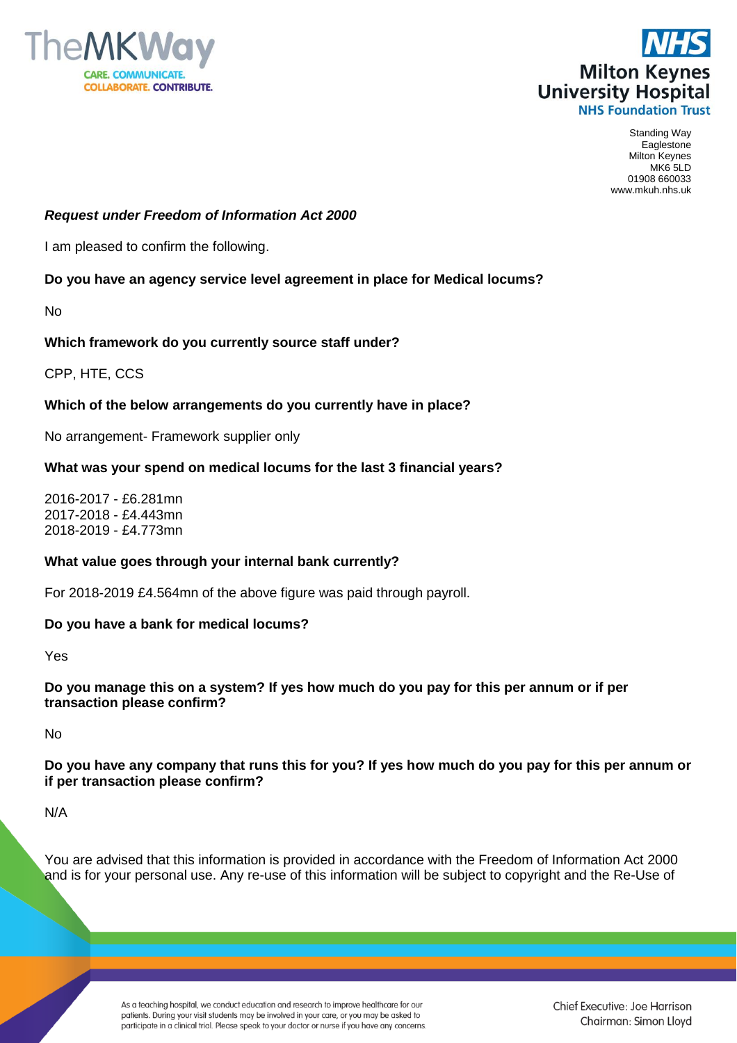Standing Way
Eaglestone
Milton Keynes
MK6 5LD
01908 660033
www.mkuh.nhs.uk

***Request under Freedom of Information Act 2000***

I am pleased to confirm the following.

**Do you have an agency service level agreement in place for Medical locums?**

No

**Which framework do you currently source staff under?**

CPP, HTE, CCS

**Which of the below arrangements do you currently have in place?**

No arrangement- Framework supplier only

**What was your spend on medical locums for the last 3 financial years?**

2016-2017 - £6.281mn
2017-2018 - £4.443mn
2018-2019 - £4.773mn

**What value goes through your internal bank currently?**

For 2018-2019 £4.564mn of the above figure was paid through payroll.

**Do you have a bank for medical locums?**

Yes

**Do you manage this on a system? If yes how much do you pay for this per annum or if per transaction please confirm?**

No

**Do you have any company that runs this for you? If yes how much do you pay for this per annum or if per transaction please confirm?**

N/A

You are advised that this information is provided in accordance with the Freedom of Information Act 2000 and is for your personal use. Any re-use of this information will be subject to copyright and the Re-Use of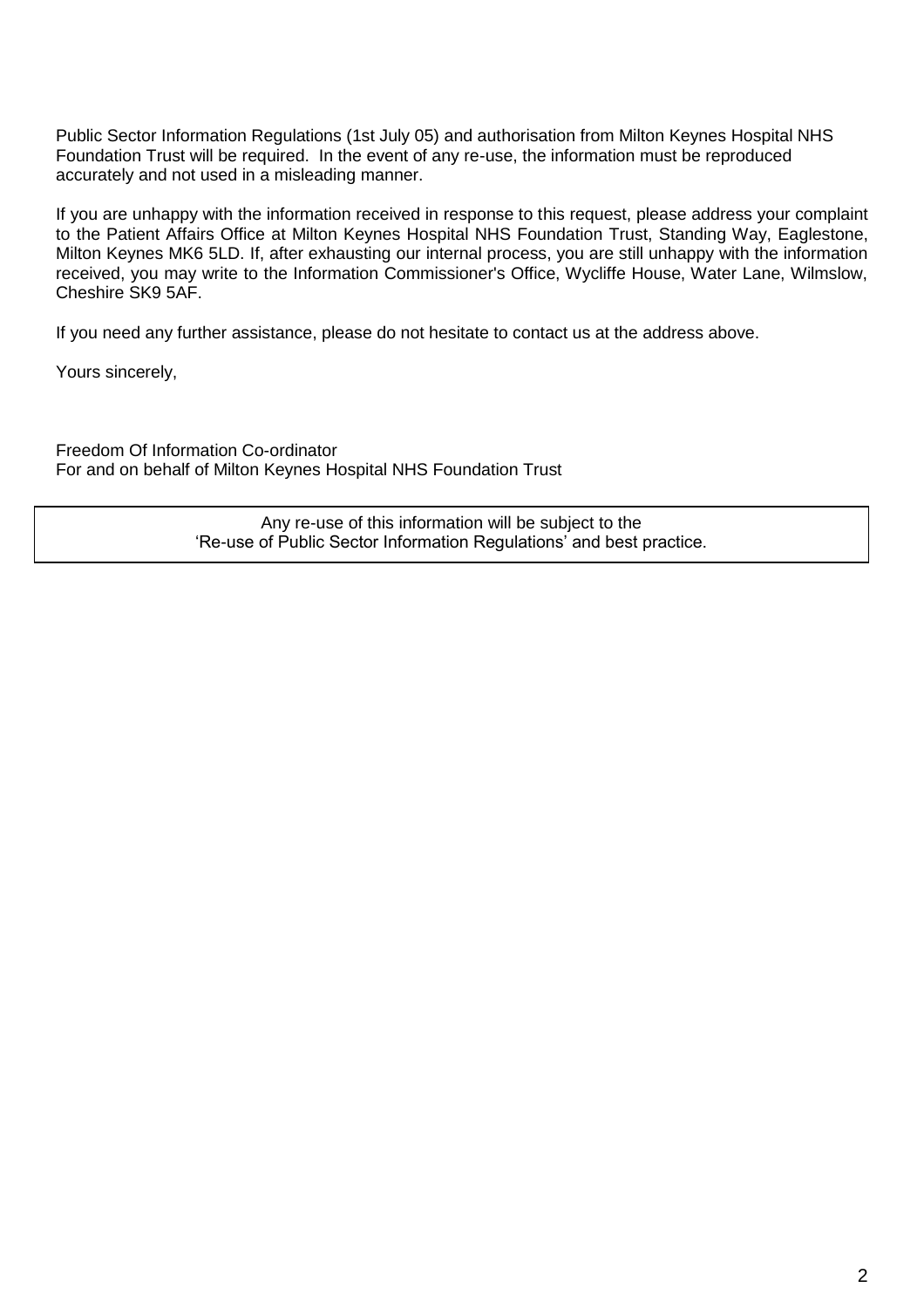Public Sector Information Regulations (1st July 05) and authorisation from Milton Keynes Hospital NHS Foundation Trust will be required. In the event of any re-use, the information must be reproduced accurately and not used in a misleading manner.

If you are unhappy with the information received in response to this request, please address your complaint to the Patient Affairs Office at Milton Keynes Hospital NHS Foundation Trust, Standing Way, Eaglestone, Milton Keynes MK6 5LD. If, after exhausting our internal process, you are still unhappy with the information received, you may write to the Information Commissioner's Office, Wycliffe House, Water Lane, Wilmslow, Cheshire SK9 5AF.

If you need any further assistance, please do not hesitate to contact us at the address above.

Yours sincerely,

Freedom Of Information Co-ordinator
For and on behalf of Milton Keynes Hospital NHS Foundation Trust

Any re-use of this information will be subject to the
'Re-use of Public Sector Information Regulations' and best practice.